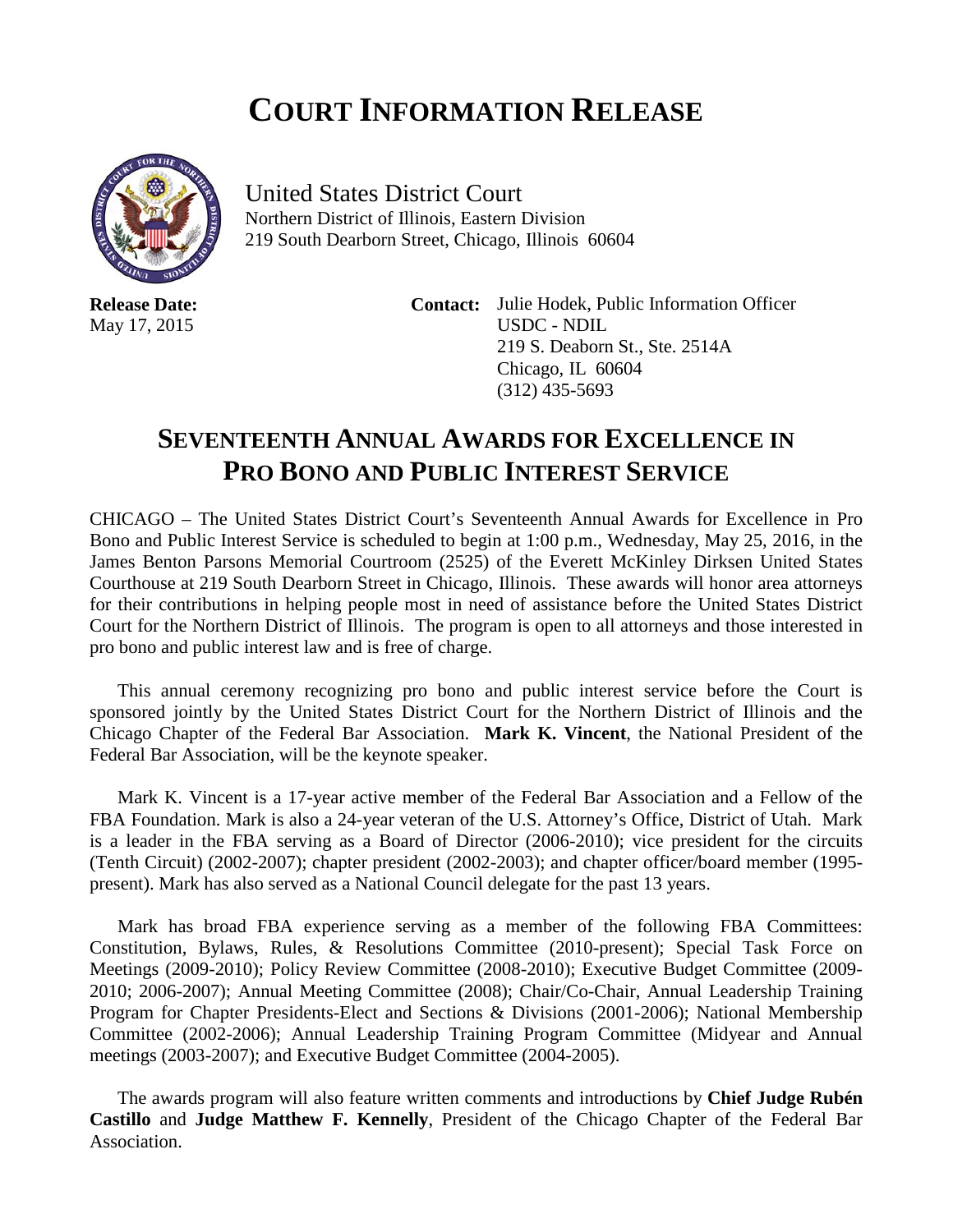# COURT INFORMATION RELEASE

United States District Court
Northern District of Illinois, Eastern Division
219 South Dearborn Street, Chicago, Illinois 60604

**Release Date:**
May 17, 2015

**Contact:** Julie Hodek, Public Information Officer
USDC - NDIL
219 S. Deaborn St., Ste. 2514A
Chicago, IL 60604
(312) 435-5693

## SEVENTEENTH ANNUAL AWARDS FOR EXCELLENCE IN PRO BONO AND PUBLIC INTEREST SERVICE

CHICAGO – The United States District Court's Seventeenth Annual Awards for Excellence in Pro Bono and Public Interest Service is scheduled to begin at 1:00 p.m., Wednesday, May 25, 2016, in the James Benton Parsons Memorial Courtroom (2525) of the Everett McKinley Dirksen United States Courthouse at 219 South Dearborn Street in Chicago, Illinois. These awards will honor area attorneys for their contributions in helping people most in need of assistance before the United States District Court for the Northern District of Illinois. The program is open to all attorneys and those interested in pro bono and public interest law and is free of charge.

This annual ceremony recognizing pro bono and public interest service before the Court is sponsored jointly by the United States District Court for the Northern District of Illinois and the Chicago Chapter of the Federal Bar Association. **Mark K. Vincent**, the National President of the Federal Bar Association, will be the keynote speaker.

Mark K. Vincent is a 17-year active member of the Federal Bar Association and a Fellow of the FBA Foundation. Mark is also a 24-year veteran of the U.S. Attorney's Office, District of Utah. Mark is a leader in the FBA serving as a Board of Director (2006-2010); vice president for the circuits (Tenth Circuit) (2002-2007); chapter president (2002-2003); and chapter officer/board member (1995-present). Mark has also served as a National Council delegate for the past 13 years.

Mark has broad FBA experience serving as a member of the following FBA Committees: Constitution, Bylaws, Rules, & Resolutions Committee (2010-present); Special Task Force on Meetings (2009-2010); Policy Review Committee (2008-2010); Executive Budget Committee (2009-2010; 2006-2007); Annual Meeting Committee (2008); Chair/Co-Chair, Annual Leadership Training Program for Chapter Presidents-Elect and Sections & Divisions (2001-2006); National Membership Committee (2002-2006); Annual Leadership Training Program Committee (Midyear and Annual meetings (2003-2007); and Executive Budget Committee (2004-2005).

The awards program will also feature written comments and introductions by **Chief Judge Rubén Castillo** and **Judge Matthew F. Kennelly**, President of the Chicago Chapter of the Federal Bar Association.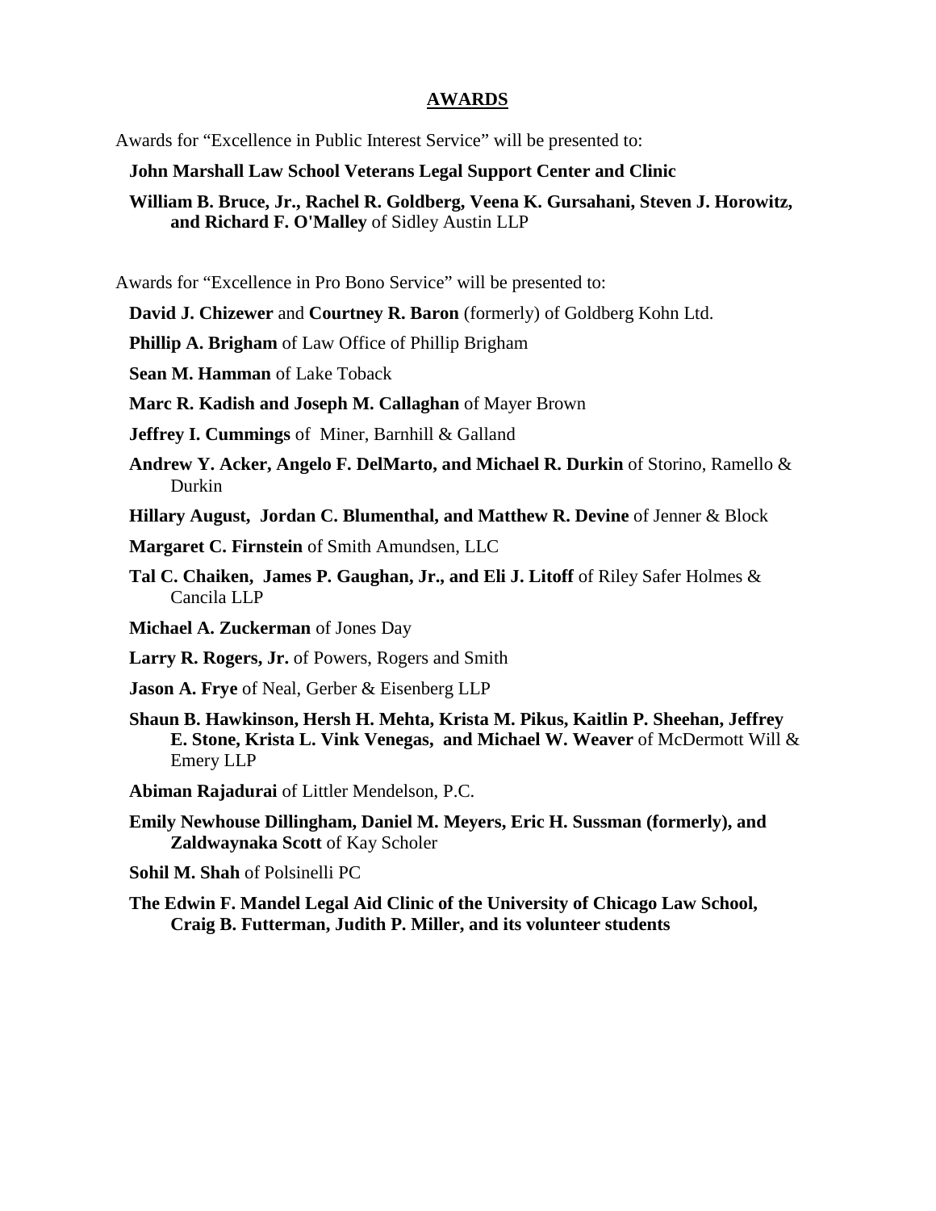## AWARDS

Awards for "Excellence in Public Interest Service" will be presented to:

**John Marshall Law School Veterans Legal Support Center and Clinic**

**William B. Bruce, Jr., Rachel R. Goldberg, Veena K. Gursahani, Steven J. Horowitz, and Richard F. O'Malley** of Sidley Austin LLP

Awards for "Excellence in Pro Bono Service" will be presented to:

**David J. Chizewer** and **Courtney R. Baron** (formerly) of Goldberg Kohn Ltd.

**Phillip A. Brigham** of Law Office of Phillip Brigham

**Sean M. Hamman** of Lake Toback

**Marc R. Kadish and Joseph M. Callaghan** of Mayer Brown

**Jeffrey I. Cummings** of Miner, Barnhill & Galland

**Andrew Y. Acker, Angelo F. DelMarto, and Michael R. Durkin** of Storino, Ramello & Durkin

**Hillary August, Jordan C. Blumenthal, and Matthew R. Devine** of Jenner & Block

**Margaret C. Firnstein** of Smith Amundsen, LLC

**Tal C. Chaiken, James P. Gaughan, Jr., and Eli J. Litoff** of Riley Safer Holmes & Cancila LLP

**Michael A. Zuckerman** of Jones Day

**Larry R. Rogers, Jr.** of Powers, Rogers and Smith

**Jason A. Frye** of Neal, Gerber & Eisenberg LLP

**Shaun B. Hawkinson, Hersh H. Mehta, Krista M. Pikus, Kaitlin P. Sheehan, Jeffrey E. Stone, Krista L. Vink Venegas, and Michael W. Weaver** of McDermott Will & Emery LLP

**Abiman Rajadurai** of Littler Mendelson, P.C.

**Emily Newhouse Dillingham, Daniel M. Meyers, Eric H. Sussman (formerly), and Zaldwaynaka Scott** of Kay Scholer

**Sohil M. Shah** of Polsinelli PC

**The Edwin F. Mandel Legal Aid Clinic of the University of Chicago Law School, Craig B. Futterman, Judith P. Miller, and its volunteer students**